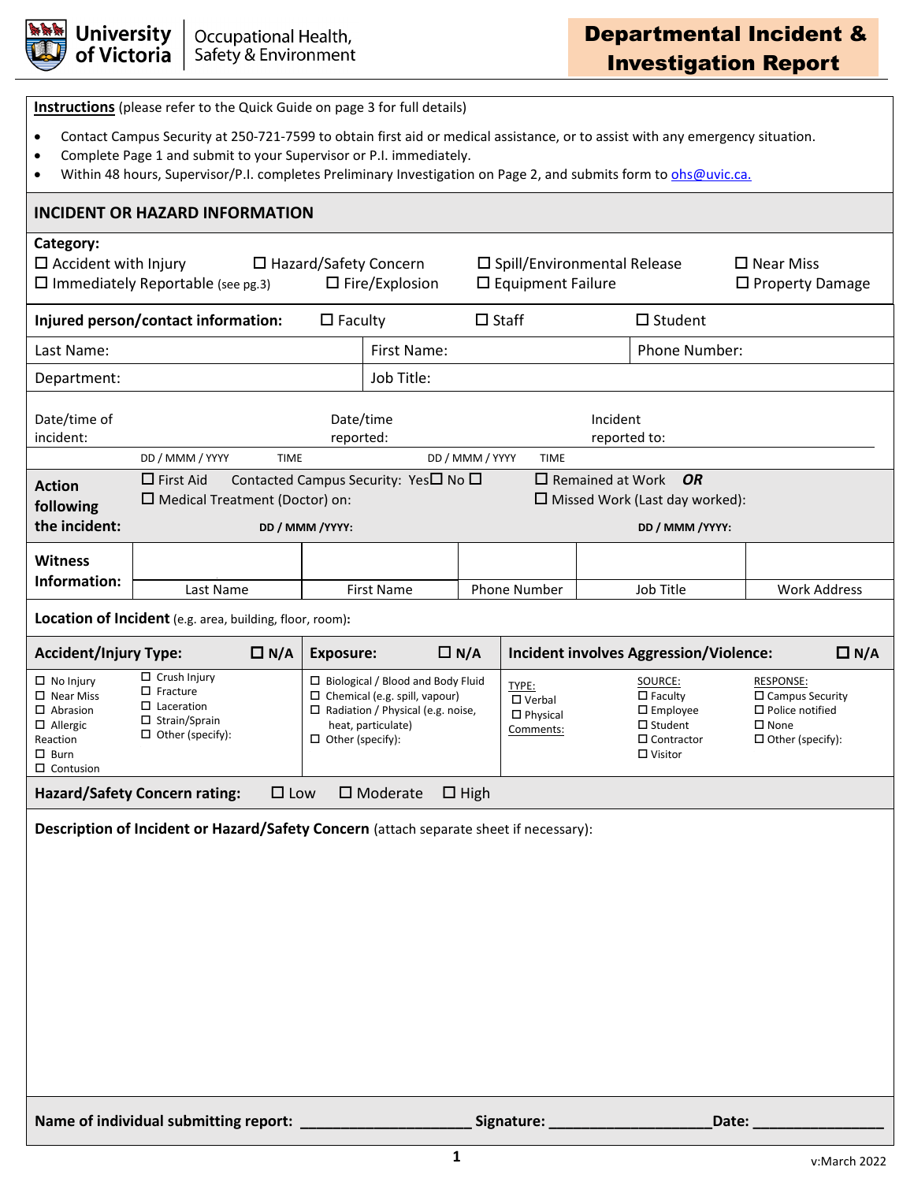University of Victoria | Occupational Health, Safety & Environment

# Departmental Incident & Investigation Report

**Instructions** (please refer to the Quick Guide on page 3 for full details)

- Contact Campus Security at 250-721-7599 to obtain first aid or medical assistance, or to assist with any emergency situation.
- Complete Page 1 and submit to your Supervisor or P.I. immediately.
- Within 48 hours, Supervisor/P.I. completes Preliminary Investigation on Page 2, and submits form to ohs@uvic.ca.

## INCIDENT OR HAZARD INFORMATION

**Category:**
☐ Accident with Injury ☐ Hazard/Safety Concern ☐ Spill/Environmental Release ☐ Near Miss
☐ Immediately Reportable (see pg.3) ☐ Fire/Explosion ☐ Equipment Failure ☐ Property Damage

**Injured person/contact information:** ☐ Faculty ☐ Staff ☐ Student

| Last Name: | First Name: | Phone Number: |
|---|---|---|
| Department: | Job Title: | |

Date/time of incident: DD / MMM / YYYY TIME
Date/time reported: DD / MMM / YYYY TIME
Incident reported to:

**Action following the incident:**
☐ First Aid Contacted Campus Security: Yes☐ No ☐
☐ Medical Treatment (Doctor) on: **DD / MMM /YYYY:**
☐ Remained at Work ***OR***
☐ Missed Work (Last day worked): **DD / MMM /YYYY:**

**Witness Information:**

| Last Name | First Name | Phone Number | Job Title | Work Address |
|---|---|---|---|---|
| | | | | |

**Location of Incident** (e.g. area, building, floor, room)**:**

| **Accident/Injury Type:** ☐ N/A | **Exposure:** ☐ N/A | **Incident involves Aggression/Violence:** ☐ N/A |
|---|---|---|
| ☐ No Injury<br>☐ Near Miss<br>☐ Abrasion<br>☐ Allergic Reaction<br>☐ Burn<br>☐ Contusion<br>☐ Crush Injury<br>☐ Fracture<br>☐ Laceration<br>☐ Strain/Sprain<br>☐ Other (specify): | ☐ Biological / Blood and Body Fluid<br>☐ Chemical (e.g. spill, vapour)<br>☐ Radiation / Physical (e.g. noise, heat, particulate)<br>☐ Other (specify): | TYPE:<br>☐ Verbal<br>☐ Physical<br>Comments:<br><br>SOURCE:<br>☐ Faculty<br>☐ Employee<br>☐ Student<br>☐ Contractor<br>☐ Visitor<br><br>RESPONSE:<br>☐ Campus Security<br>☐ Police notified<br>☐ None<br>☐ Other (specify): |

**Hazard/Safety Concern rating:** ☐ Low ☐ Moderate ☐ High

**Description of Incident or Hazard/Safety Concern** (attach separate sheet if necessary):

**Name of individual submitting report:** ____________________ **Signature:** ___________________**Date:** _______________

v:March 2022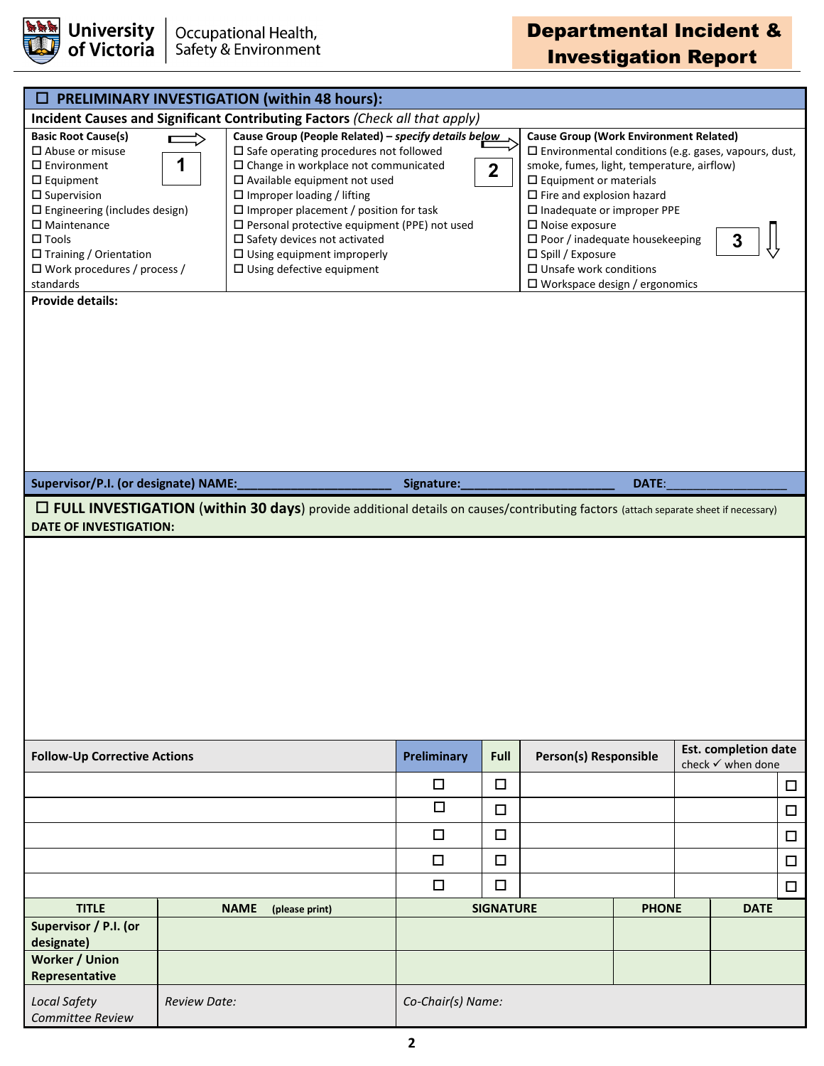University of Victoria | Occupational Health, Safety & Environment

# Departmental Incident & Investigation Report

## ☐ PRELIMINARY INVESTIGATION (within 48 hours):

**Incident Causes and Significant Contributing Factors** *(Check all that apply)*

| Basic Root Cause(s) ⇨ **1** | Cause Group (People Related) – *specify details below* ⇨ **2** | Cause Group (Work Environment Related) **3** ⇩ |
|---|---|---|
| ☐ Abuse or misuse | ☐ Safe operating procedures not followed | ☐ Environmental conditions (e.g. gases, vapours, dust, smoke, fumes, light, temperature, airflow) |
| ☐ Environment | ☐ Change in workplace not communicated | ☐ Equipment or materials |
| ☐ Equipment | ☐ Available equipment not used | ☐ Fire and explosion hazard |
| ☐ Supervision | ☐ Improper loading / lifting | ☐ Inadequate or improper PPE |
| ☐ Engineering (includes design) | ☐ Improper placement / position for task | ☐ Noise exposure |
| ☐ Maintenance | ☐ Personal protective equipment (PPE) not used | ☐ Poor / inadequate housekeeping |
| ☐ Tools | ☐ Safety devices not activated | ☐ Spill / Exposure |
| ☐ Training / Orientation | ☐ Using equipment improperly | ☐ Unsafe work conditions |
| ☐ Work procedures / process / standards | ☐ Using defective equipment | ☐ Workspace design / ergonomics |

**Provide details:**

**Supervisor/P.I. (or designate) NAME:**______________________ **Signature:**______________________ **DATE:**_________________

## ☐ FULL INVESTIGATION (within 30 days) provide additional details on causes/contributing factors (attach separate sheet if necessary)

**DATE OF INVESTIGATION:**

| Follow-Up Corrective Actions | Preliminary | Full | Person(s) Responsible | Est. completion date check ✓ when done | |
|---|---|---|---|---|---|
| | ☐ | ☐ | | | ☐ |
| | ☐ | ☐ | | | ☐ |
| | ☐ | ☐ | | | ☐ |
| | ☐ | ☐ | | | ☐ |
| | ☐ | ☐ | | | ☐ |

| TITLE | NAME (please print) | SIGNATURE | PHONE | DATE |
|---|---|---|---|---|
| **Supervisor / P.I. (or designate)** | | | | |
| **Worker / Union Representative** | | | | |
| *Local Safety Committee Review* | *Review Date:* | *Co-Chair(s) Name:* | | |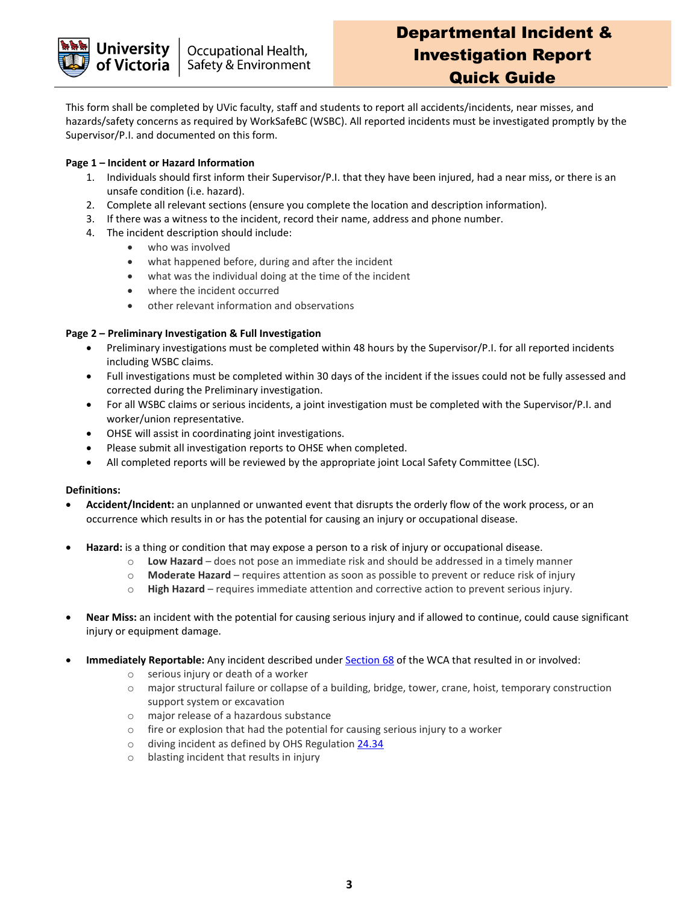# Departmental Incident & Investigation Report Quick Guide

University of Victoria | Occupational Health, Safety & Environment

This form shall be completed by UVic faculty, staff and students to report all accidents/incidents, near misses, and hazards/safety concerns as required by WorkSafeBC (WSBC). All reported incidents must be investigated promptly by the Supervisor/P.I. and documented on this form.

**Page 1 – Incident or Hazard Information**

1. Individuals should first inform their Supervisor/P.I. that they have been injured, had a near miss, or there is an unsafe condition (i.e. hazard).
2. Complete all relevant sections (ensure you complete the location and description information).
3. If there was a witness to the incident, record their name, address and phone number.
4. The incident description should include:
   - who was involved
   - what happened before, during and after the incident
   - what was the individual doing at the time of the incident
   - where the incident occurred
   - other relevant information and observations

**Page 2 – Preliminary Investigation & Full Investigation**

- Preliminary investigations must be completed within 48 hours by the Supervisor/P.I. for all reported incidents including WSBC claims.
- Full investigations must be completed within 30 days of the incident if the issues could not be fully assessed and corrected during the Preliminary investigation.
- For all WSBC claims or serious incidents, a joint investigation must be completed with the Supervisor/P.I. and worker/union representative.
- OHSE will assist in coordinating joint investigations.
- Please submit all investigation reports to OHSE when completed.
- All completed reports will be reviewed by the appropriate joint Local Safety Committee (LSC).

**Definitions:**

- **Accident/Incident:** an unplanned or unwanted event that disrupts the orderly flow of the work process, or an occurrence which results in or has the potential for causing an injury or occupational disease.

- **Hazard:** is a thing or condition that may expose a person to a risk of injury or occupational disease.
  - **Low Hazard** – does not pose an immediate risk and should be addressed in a timely manner
  - **Moderate Hazard** – requires attention as soon as possible to prevent or reduce risk of injury
  - **High Hazard** – requires immediate attention and corrective action to prevent serious injury.

- **Near Miss:** an incident with the potential for causing serious injury and if allowed to continue, could cause significant injury or equipment damage.

- **Immediately Reportable:** Any incident described under Section 68 of the WCA that resulted in or involved:
  - serious injury or death of a worker
  - major structural failure or collapse of a building, bridge, tower, crane, hoist, temporary construction support system or excavation
  - major release of a hazardous substance
  - fire or explosion that had the potential for causing serious injury to a worker
  - diving incident as defined by OHS Regulation 24.34
  - blasting incident that results in injury